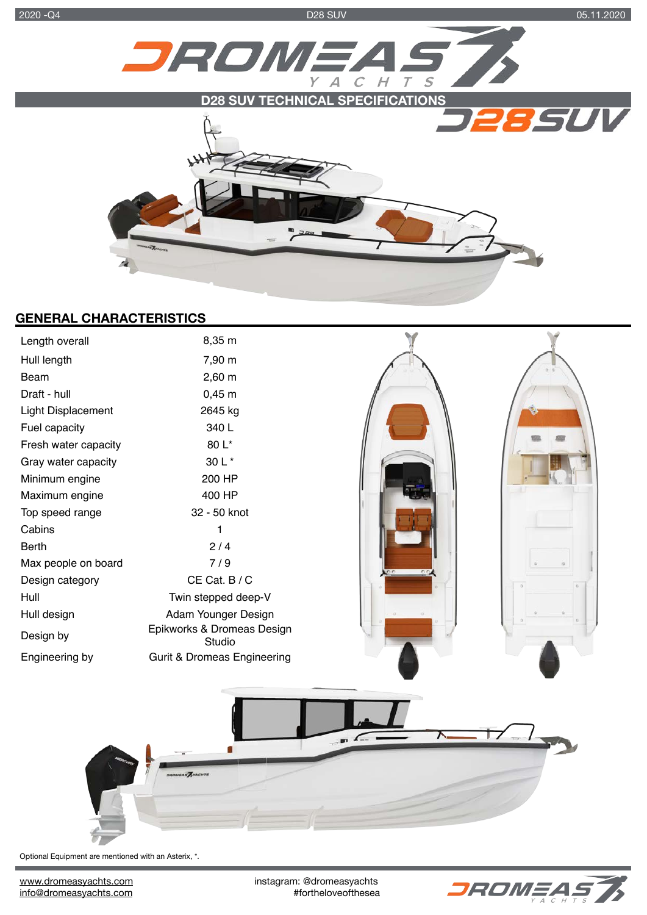## D28 SUV TECHNICAL SPECIFICATIONS

## GENERAL CHARACTERISTICS

| | |
|---|---|
| Length overall | 8,35 m |
| Hull length | 7,90 m |
| Beam | 2,60 m |
| Draft - hull | 0,45 m |
| Light Displacement | 2645 kg |
| Fuel capacity | 340 L |
| Fresh water capacity | 80 L* |
| Gray water capacity | 30 L * |
| Minimum engine | 200 HP |
| Maximum engine | 400 HP |
| Top speed range | 32 - 50 knot |
| Cabins | 1 |
| Berth | 2 / 4 |
| Max people on board | 7 / 9 |
| Design category | CE Cat. B / C |
| Hull | Twin stepped deep-V |
| Hull design | Adam Younger Design |
| Design by | Epikworks & Dromeas Design Studio |
| Engineering by | Gurit & Dromeas Engineering |

Optional Equipment are mentioned with an Asterix, *.

www.dromeasyachts.com
info@dromeasyachts.com

instagram: @dromeasyachts
#fortheloveofthesea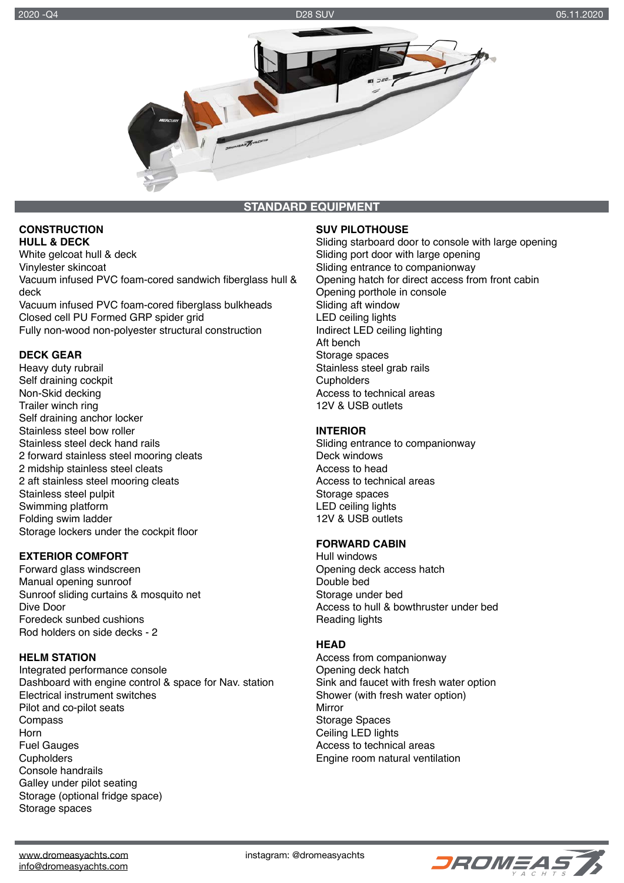## STANDARD EQUIPMENT

### CONSTRUCTION

#### HULL & DECK

White gelcoat hull & deck
Vinylester skincoat
Vacuum infused PVC foam-cored sandwich fiberglass hull & deck
Vacuum infused PVC foam-cored fiberglass bulkheads
Closed cell PU Formed GRP spider grid
Fully non-wood non-polyester structural construction

### DECK GEAR

Heavy duty rubrail
Self draining cockpit
Non-Skid decking
Trailer winch ring
Self draining anchor locker
Stainless steel bow roller
Stainless steel deck hand rails
2 forward stainless steel mooring cleats
2 midship stainless steel cleats
2 aft stainless steel mooring cleats
Stainless steel pulpit
Swimming platform
Folding swim ladder
Storage lockers under the cockpit floor

### EXTERIOR COMFORT

Forward glass windscreen
Manual opening sunroof
Sunroof sliding curtains & mosquito net
Dive Door
Foredeck sunbed cushions
Rod holders on side decks - 2

### HELM STATION

Integrated performance console
Dashboard with engine control & space for Nav. station
Electrical instrument switches
Pilot and co-pilot seats
Compass
Horn
Fuel Gauges
Cupholders
Console handrails
Galley under pilot seating
Storage (optional fridge space)
Storage spaces

### SUV PILOTHOUSE

Sliding starboard door to console with large opening
Sliding port door with large opening
Sliding entrance to companionway
Opening hatch for direct access from front cabin
Opening porthole in console
Sliding aft window
LED ceiling lights
Indirect LED ceiling lighting
Aft bench
Storage spaces
Stainless steel grab rails
Cupholders
Access to technical areas
12V & USB outlets

### INTERIOR

Sliding entrance to companionway
Deck windows
Access to head
Access to technical areas
Storage spaces
LED ceiling lights
12V & USB outlets

### FORWARD CABIN

Hull windows
Opening deck access hatch
Double bed
Storage under bed
Access to hull & bowthruster under bed
Reading lights

### HEAD

Access from companionway
Opening deck hatch
Sink and faucet with fresh water option
Shower (with fresh water option)
Mirror
Storage Spaces
Ceiling LED lights
Access to technical areas
Engine room natural ventilation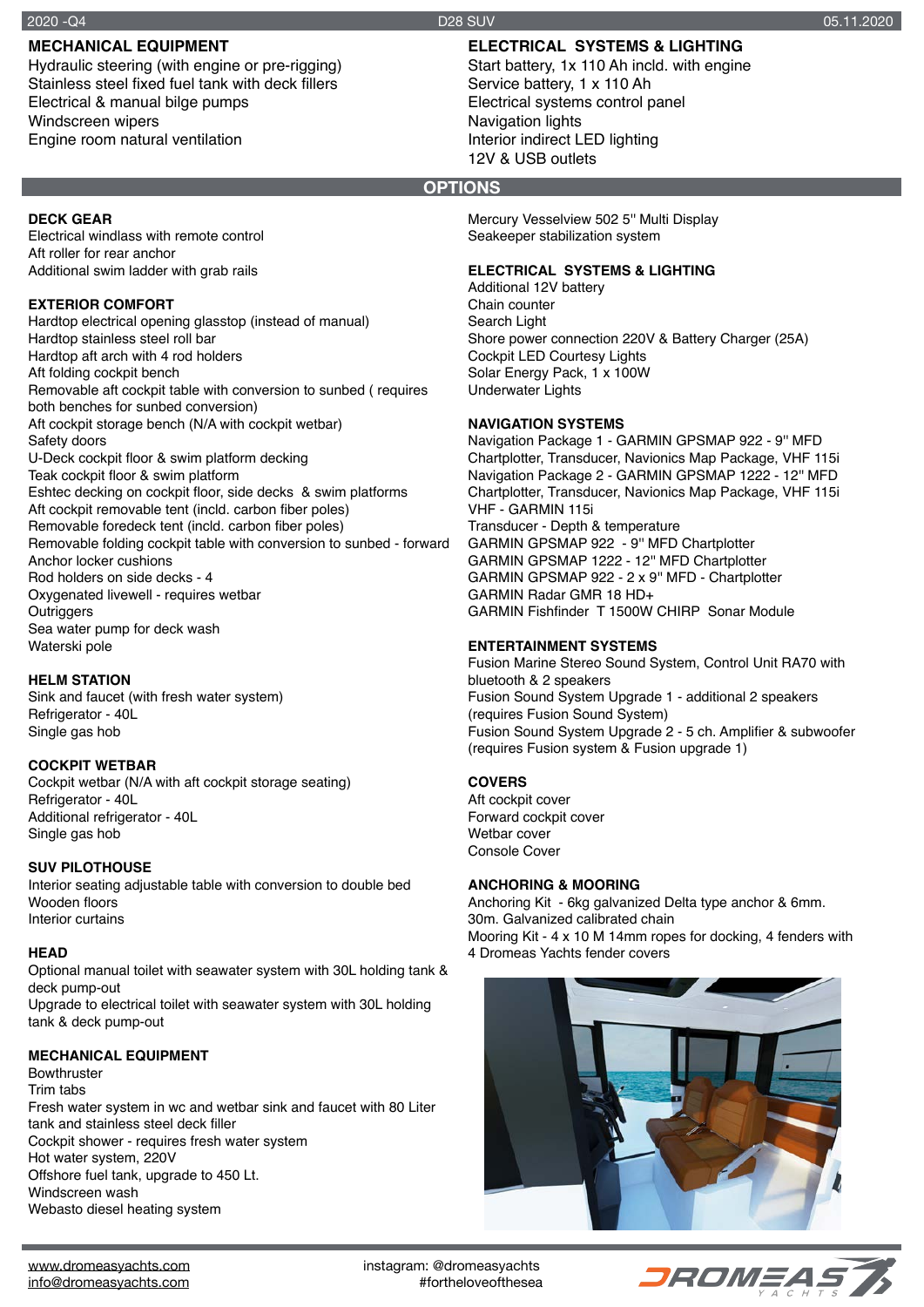## MECHANICAL EQUIPMENT

Hydraulic steering (with engine or pre-rigging)
Stainless steel fixed fuel tank with deck fillers
Electrical & manual bilge pumps
Windscreen wipers
Engine room natural ventilation

## ELECTRICAL SYSTEMS & LIGHTING

Start battery, 1x 110 Ah incld. with engine
Service battery, 1 x 110 Ah
Electrical systems control panel
Navigation lights
Interior indirect LED lighting
12V & USB outlets

# OPTIONS

### DECK GEAR

Electrical windlass with remote control
Aft roller for rear anchor
Additional swim ladder with grab rails

### EXTERIOR COMFORT

Hardtop electrical opening glasstop (instead of manual)
Hardtop stainless steel roll bar
Hardtop aft arch with 4 rod holders
Aft folding cockpit bench
Removable aft cockpit table with conversion to sunbed ( requires both benches for sunbed conversion)
Aft cockpit storage bench (N/A with cockpit wetbar)
Safety doors
U-Deck cockpit floor & swim platform decking
Teak cockpit floor & swim platform
Eshtec decking on cockpit floor, side decks & swim platforms
Aft cockpit removable tent (incld. carbon fiber poles)
Removable foredeck tent (incld. carbon fiber poles)
Removable folding cockpit table with conversion to sunbed - forward
Anchor locker cushions
Rod holders on side decks - 4
Oxygenated livewell - requires wetbar
Outriggers
Sea water pump for deck wash
Waterski pole

### HELM STATION

Sink and faucet (with fresh water system)
Refrigerator - 40L
Single gas hob

### COCKPIT WETBAR

Cockpit wetbar (N/A with aft cockpit storage seating)
Refrigerator - 40L
Additional refrigerator - 40L
Single gas hob

### SUV PILOTHOUSE

Interior seating adjustable table with conversion to double bed
Wooden floors
Interior curtains

### HEAD

Optional manual toilet with seawater system with 30L holding tank & deck pump-out
Upgrade to electrical toilet with seawater system with 30L holding tank & deck pump-out

### MECHANICAL EQUIPMENT

Bowthruster
Trim tabs
Fresh water system in wc and wetbar sink and faucet with 80 Liter tank and stainless steel deck filler
Cockpit shower - requires fresh water system
Hot water system, 220V
Offshore fuel tank, upgrade to 450 Lt.
Windscreen wash
Webasto diesel heating system
Mercury Vesselview 502 5'' Multi Display
Seakeeper stabilization system

### ELECTRICAL SYSTEMS & LIGHTING

Additional 12V battery
Chain counter
Search Light
Shore power connection 220V & Battery Charger (25A)
Cockpit LED Courtesy Lights
Solar Energy Pack, 1 x 100W
Underwater Lights

### NAVIGATION SYSTEMS

Navigation Package 1 - GARMIN GPSMAP 922 - 9'' MFD Chartplotter, Transducer, Navionics Map Package, VHF 115i
Navigation Package 2 - GARMIN GPSMAP 1222 - 12'' MFD Chartplotter, Transducer, Navionics Map Package, VHF 115i
VHF - GARMIN 115i
Transducer - Depth & temperature
GARMIN GPSMAP 922 - 9'' MFD Chartplotter
GARMIN GPSMAP 1222 - 12'' MFD Chartplotter
GARMIN GPSMAP 922 - 2 x 9'' MFD - Chartplotter
GARMIN Radar GMR 18 HD+
GARMIN Fishfinder T 1500W CHIRP Sonar Module

### ENTERTAINMENT SYSTEMS

Fusion Marine Stereo Sound System, Control Unit RA70 with bluetooth & 2 speakers
Fusion Sound System Upgrade 1 - additional 2 speakers (requires Fusion Sound System)
Fusion Sound System Upgrade 2 - 5 ch. Amplifier & subwoofer (requires Fusion system & Fusion upgrade 1)

### COVERS

Aft cockpit cover
Forward cockpit cover
Wetbar cover
Console Cover

### ANCHORING & MOORING

Anchoring Kit - 6kg galvanized Delta type anchor & 6mm. 30m. Galvanized calibrated chain
Mooring Kit - 4 x 10 M 14mm ropes for docking, 4 fenders with 4 Dromeas Yachts fender covers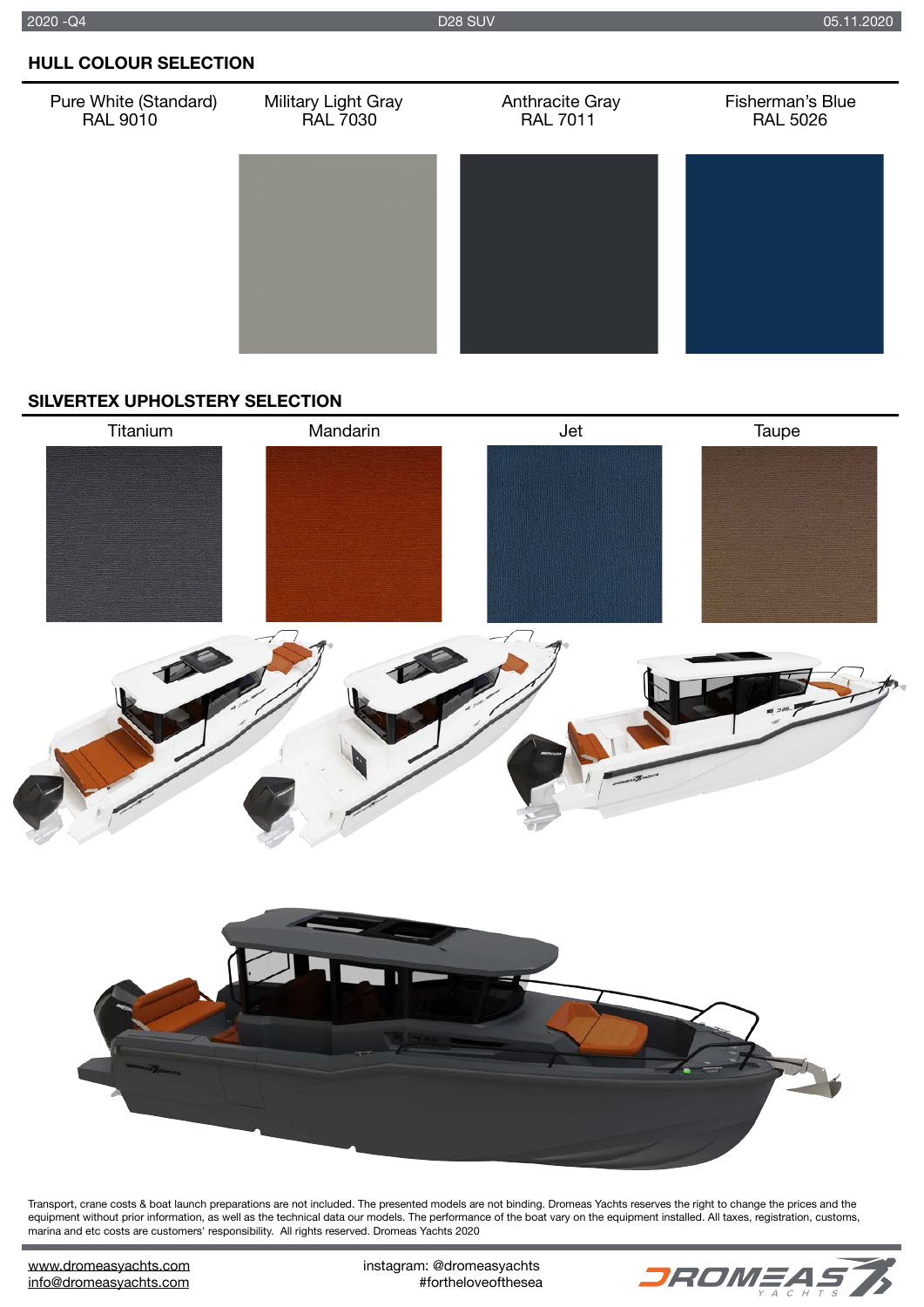## HULL COLOUR SELECTION

| Pure White (Standard) | Military Light Gray | Anthracite Gray | Fisherman's Blue |
|---|---|---|---|
| RAL 9010 | RAL 7030 | RAL 7011 | RAL 5026 |

## SILVERTEX UPHOLSTERY SELECTION

| Titanium | Mandarin | Jet | Taupe |
|---|---|---|---|

Transport, crane costs & boat launch preparations are not included. The presented models are not binding. Dromeas Yachts reserves the right to change the prices and the equipment without prior information, as well as the technical data our models. The performance of the boat vary on the equipment installed. All taxes, registration, customs, marina and etc costs are customers' responsibility. All rights reserved. Dromeas Yachts 2020

www.dromeasyachts.com
info@dromeasyachts.com

instagram: @dromeasyachts
#fortheloveofthesea